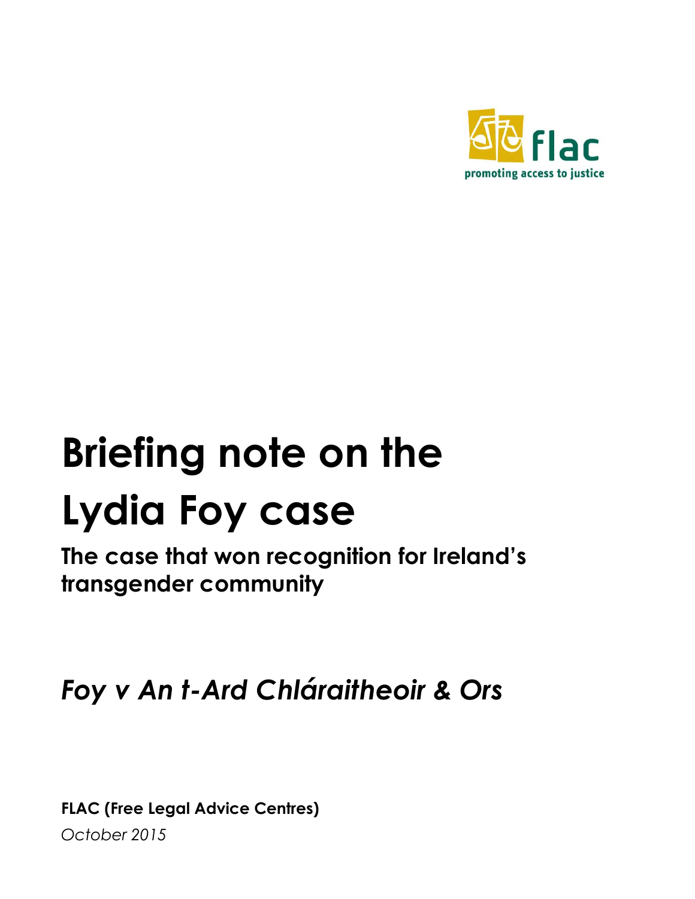flac

promoting access to justice

# Briefing note on the Lydia Foy case

## The case that won recognition for Ireland's transgender community

## *Foy v An t-Ard Chláraitheoir & Ors*

**FLAC (Free Legal Advice Centres)**

*October 2015*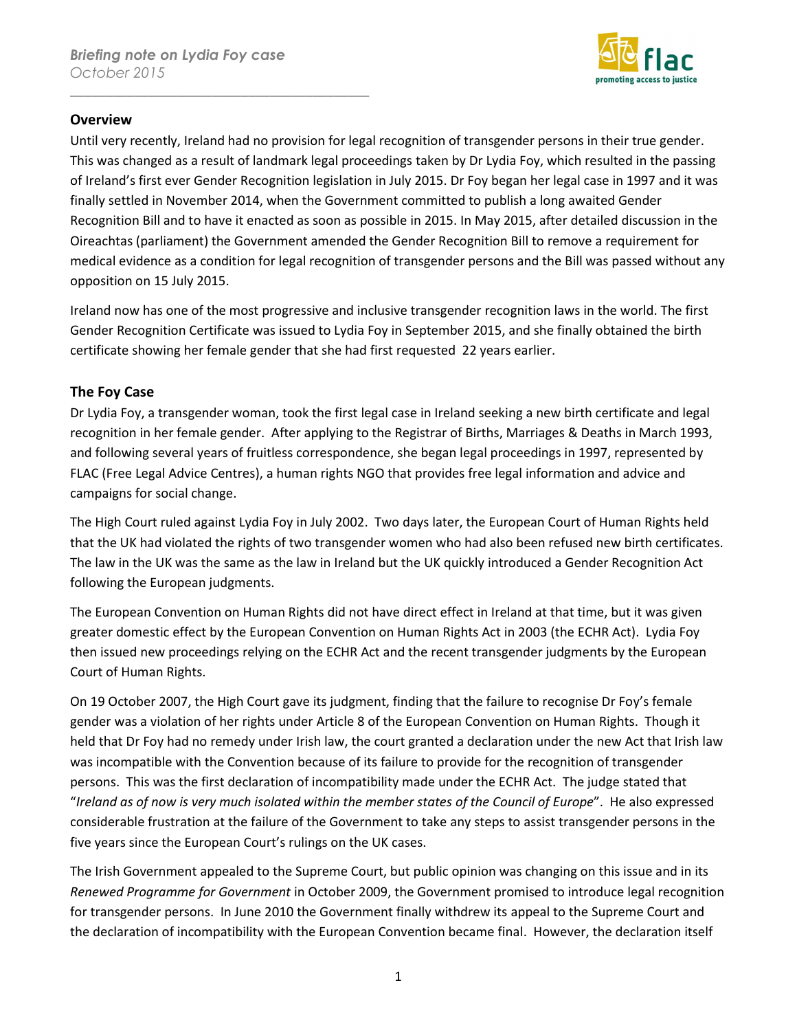*Briefing note on Lydia Foy case*
*October 2015*

## Overview

Until very recently, Ireland had no provision for legal recognition of transgender persons in their true gender. This was changed as a result of landmark legal proceedings taken by Dr Lydia Foy, which resulted in the passing of Ireland's first ever Gender Recognition legislation in July 2015. Dr Foy began her legal case in 1997 and it was finally settled in November 2014, when the Government committed to publish a long awaited Gender Recognition Bill and to have it enacted as soon as possible in 2015. In May 2015, after detailed discussion in the Oireachtas (parliament) the Government amended the Gender Recognition Bill to remove a requirement for medical evidence as a condition for legal recognition of transgender persons and the Bill was passed without any opposition on 15 July 2015.

Ireland now has one of the most progressive and inclusive transgender recognition laws in the world. The first Gender Recognition Certificate was issued to Lydia Foy in September 2015, and she finally obtained the birth certificate showing her female gender that she had first requested 22 years earlier.

## The Foy Case

Dr Lydia Foy, a transgender woman, took the first legal case in Ireland seeking a new birth certificate and legal recognition in her female gender. After applying to the Registrar of Births, Marriages & Deaths in March 1993, and following several years of fruitless correspondence, she began legal proceedings in 1997, represented by FLAC (Free Legal Advice Centres), a human rights NGO that provides free legal information and advice and campaigns for social change.

The High Court ruled against Lydia Foy in July 2002. Two days later, the European Court of Human Rights held that the UK had violated the rights of two transgender women who had also been refused new birth certificates. The law in the UK was the same as the law in Ireland but the UK quickly introduced a Gender Recognition Act following the European judgments.

The European Convention on Human Rights did not have direct effect in Ireland at that time, but it was given greater domestic effect by the European Convention on Human Rights Act in 2003 (the ECHR Act). Lydia Foy then issued new proceedings relying on the ECHR Act and the recent transgender judgments by the European Court of Human Rights.

On 19 October 2007, the High Court gave its judgment, finding that the failure to recognise Dr Foy's female gender was a violation of her rights under Article 8 of the European Convention on Human Rights. Though it held that Dr Foy had no remedy under Irish law, the court granted a declaration under the new Act that Irish law was incompatible with the Convention because of its failure to provide for the recognition of transgender persons. This was the first declaration of incompatibility made under the ECHR Act. The judge stated that "*Ireland as of now is very much isolated within the member states of the Council of Europe*". He also expressed considerable frustration at the failure of the Government to take any steps to assist transgender persons in the five years since the European Court's rulings on the UK cases.

The Irish Government appealed to the Supreme Court, but public opinion was changing on this issue and in its *Renewed Programme for Government* in October 2009, the Government promised to introduce legal recognition for transgender persons. In June 2010 the Government finally withdrew its appeal to the Supreme Court and the declaration of incompatibility with the European Convention became final. However, the declaration itself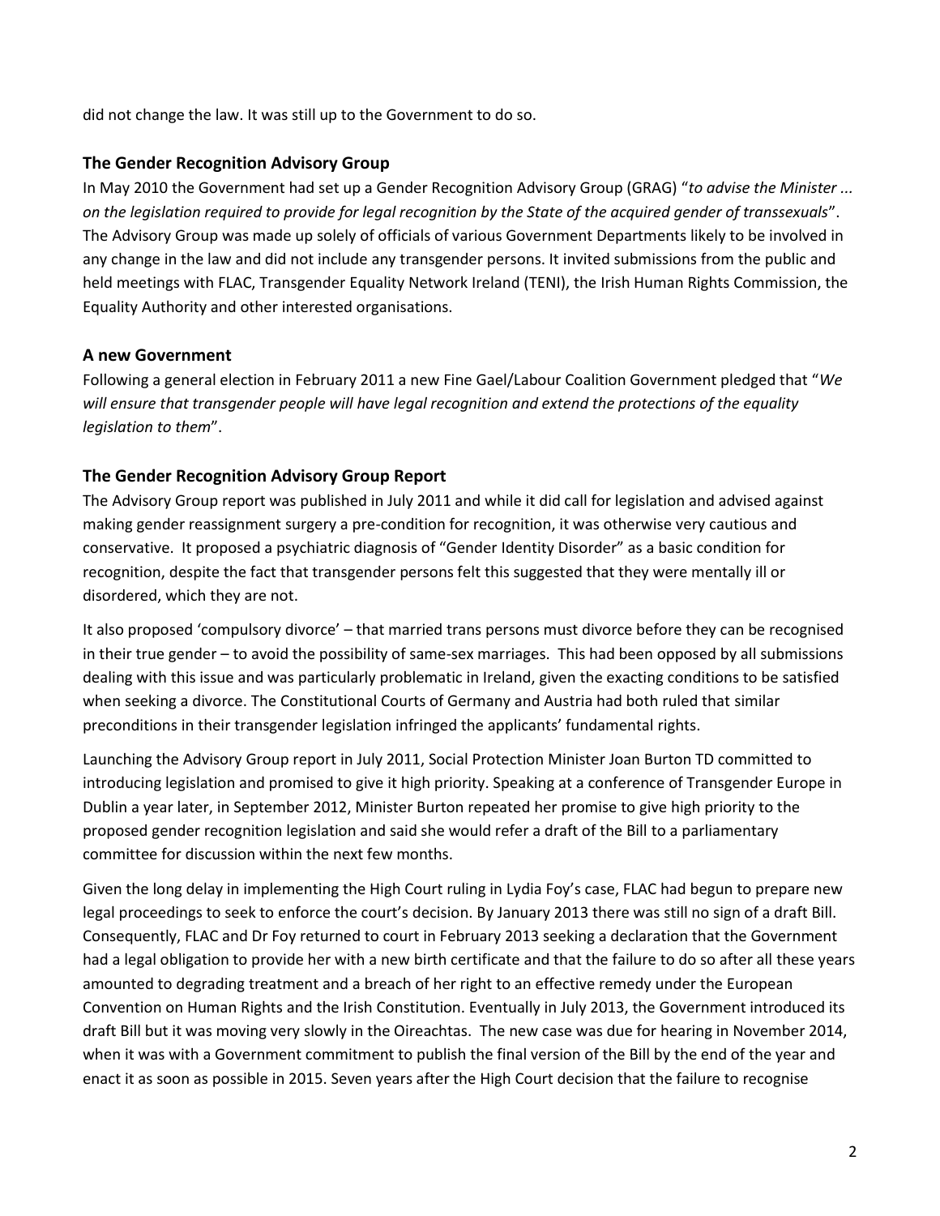did not change the law. It was still up to the Government to do so.

## The Gender Recognition Advisory Group

In May 2010 the Government had set up a Gender Recognition Advisory Group (GRAG) "*to advise the Minister ... on the legislation required to provide for legal recognition by the State of the acquired gender of transsexuals*". The Advisory Group was made up solely of officials of various Government Departments likely to be involved in any change in the law and did not include any transgender persons. It invited submissions from the public and held meetings with FLAC, Transgender Equality Network Ireland (TENI), the Irish Human Rights Commission, the Equality Authority and other interested organisations.

## A new Government

Following a general election in February 2011 a new Fine Gael/Labour Coalition Government pledged that "*We will ensure that transgender people will have legal recognition and extend the protections of the equality legislation to them*".

## The Gender Recognition Advisory Group Report

The Advisory Group report was published in July 2011 and while it did call for legislation and advised against making gender reassignment surgery a pre-condition for recognition, it was otherwise very cautious and conservative. It proposed a psychiatric diagnosis of "Gender Identity Disorder" as a basic condition for recognition, despite the fact that transgender persons felt this suggested that they were mentally ill or disordered, which they are not.

It also proposed 'compulsory divorce' – that married trans persons must divorce before they can be recognised in their true gender – to avoid the possibility of same-sex marriages. This had been opposed by all submissions dealing with this issue and was particularly problematic in Ireland, given the exacting conditions to be satisfied when seeking a divorce. The Constitutional Courts of Germany and Austria had both ruled that similar preconditions in their transgender legislation infringed the applicants' fundamental rights.

Launching the Advisory Group report in July 2011, Social Protection Minister Joan Burton TD committed to introducing legislation and promised to give it high priority. Speaking at a conference of Transgender Europe in Dublin a year later, in September 2012, Minister Burton repeated her promise to give high priority to the proposed gender recognition legislation and said she would refer a draft of the Bill to a parliamentary committee for discussion within the next few months.

Given the long delay in implementing the High Court ruling in Lydia Foy's case, FLAC had begun to prepare new legal proceedings to seek to enforce the court's decision. By January 2013 there was still no sign of a draft Bill. Consequently, FLAC and Dr Foy returned to court in February 2013 seeking a declaration that the Government had a legal obligation to provide her with a new birth certificate and that the failure to do so after all these years amounted to degrading treatment and a breach of her right to an effective remedy under the European Convention on Human Rights and the Irish Constitution. Eventually in July 2013, the Government introduced its draft Bill but it was moving very slowly in the Oireachtas. The new case was due for hearing in November 2014, when it was with a Government commitment to publish the final version of the Bill by the end of the year and enact it as soon as possible in 2015. Seven years after the High Court decision that the failure to recognise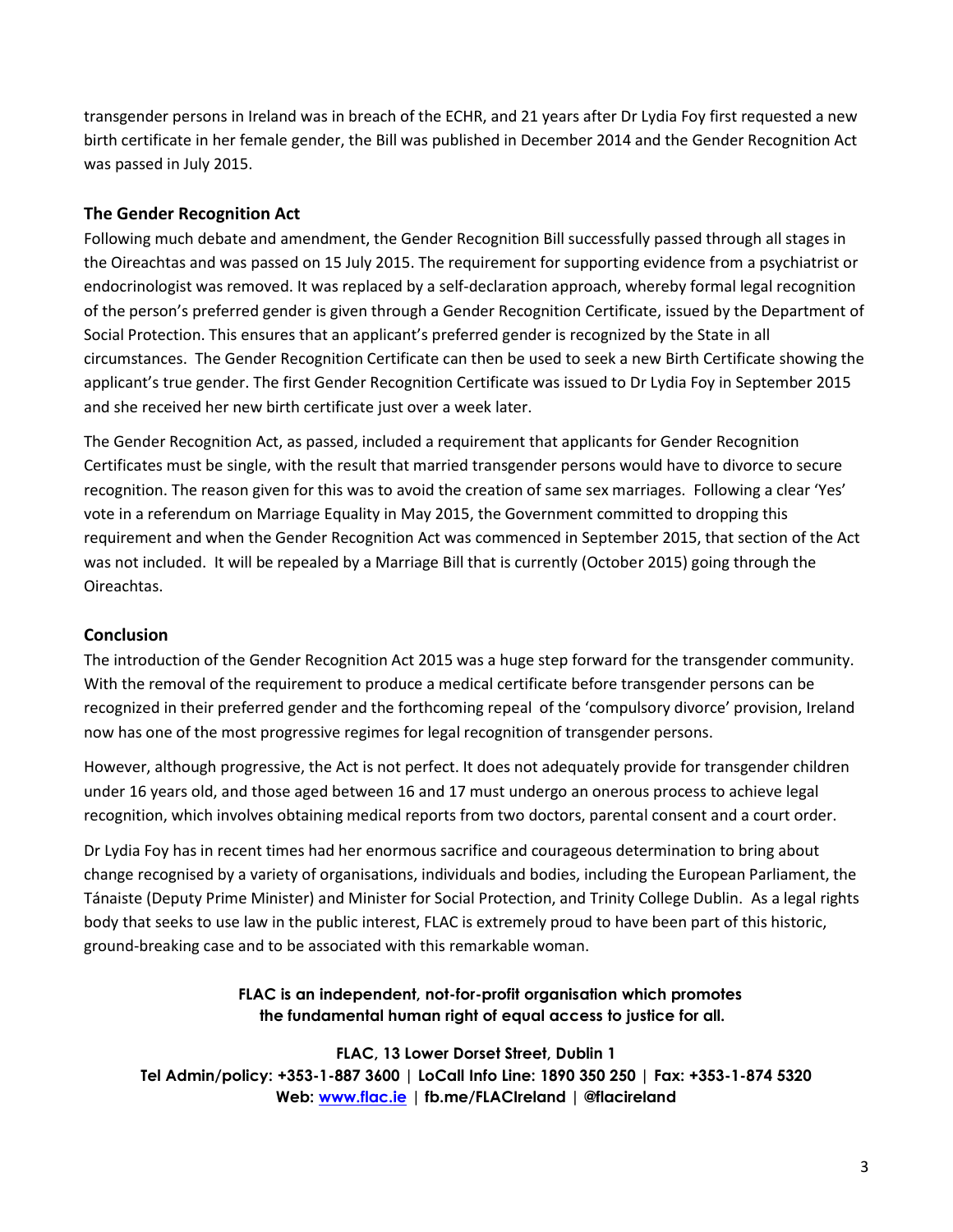transgender persons in Ireland was in breach of the ECHR, and 21 years after Dr Lydia Foy first requested a new birth certificate in her female gender, the Bill was published in December 2014 and the Gender Recognition Act was passed in July 2015.

## The Gender Recognition Act

Following much debate and amendment, the Gender Recognition Bill successfully passed through all stages in the Oireachtas and was passed on 15 July 2015. The requirement for supporting evidence from a psychiatrist or endocrinologist was removed. It was replaced by a self-declaration approach, whereby formal legal recognition of the person's preferred gender is given through a Gender Recognition Certificate, issued by the Department of Social Protection. This ensures that an applicant's preferred gender is recognized by the State in all circumstances. The Gender Recognition Certificate can then be used to seek a new Birth Certificate showing the applicant's true gender. The first Gender Recognition Certificate was issued to Dr Lydia Foy in September 2015 and she received her new birth certificate just over a week later.

The Gender Recognition Act, as passed, included a requirement that applicants for Gender Recognition Certificates must be single, with the result that married transgender persons would have to divorce to secure recognition. The reason given for this was to avoid the creation of same sex marriages. Following a clear 'Yes' vote in a referendum on Marriage Equality in May 2015, the Government committed to dropping this requirement and when the Gender Recognition Act was commenced in September 2015, that section of the Act was not included. It will be repealed by a Marriage Bill that is currently (October 2015) going through the Oireachtas.

## Conclusion

The introduction of the Gender Recognition Act 2015 was a huge step forward for the transgender community. With the removal of the requirement to produce a medical certificate before transgender persons can be recognized in their preferred gender and the forthcoming repeal of the 'compulsory divorce' provision, Ireland now has one of the most progressive regimes for legal recognition of transgender persons.

However, although progressive, the Act is not perfect. It does not adequately provide for transgender children under 16 years old, and those aged between 16 and 17 must undergo an onerous process to achieve legal recognition, which involves obtaining medical reports from two doctors, parental consent and a court order.

Dr Lydia Foy has in recent times had her enormous sacrifice and courageous determination to bring about change recognised by a variety of organisations, individuals and bodies, including the European Parliament, the Tánaiste (Deputy Prime Minister) and Minister for Social Protection, and Trinity College Dublin. As a legal rights body that seeks to use law in the public interest, FLAC is extremely proud to have been part of this historic, ground-breaking case and to be associated with this remarkable woman.

**FLAC is an independent, not-for-profit organisation which promotes the fundamental human right of equal access to justice for all.**

**FLAC, 13 Lower Dorset Street, Dublin 1**
**Tel Admin/policy: +353-1-887 3600 | LoCall Info Line: 1890 350 250 | Fax: +353-1-874 5320**
**Web: www.flac.ie | fb.me/FLACIreland | @flacireland**